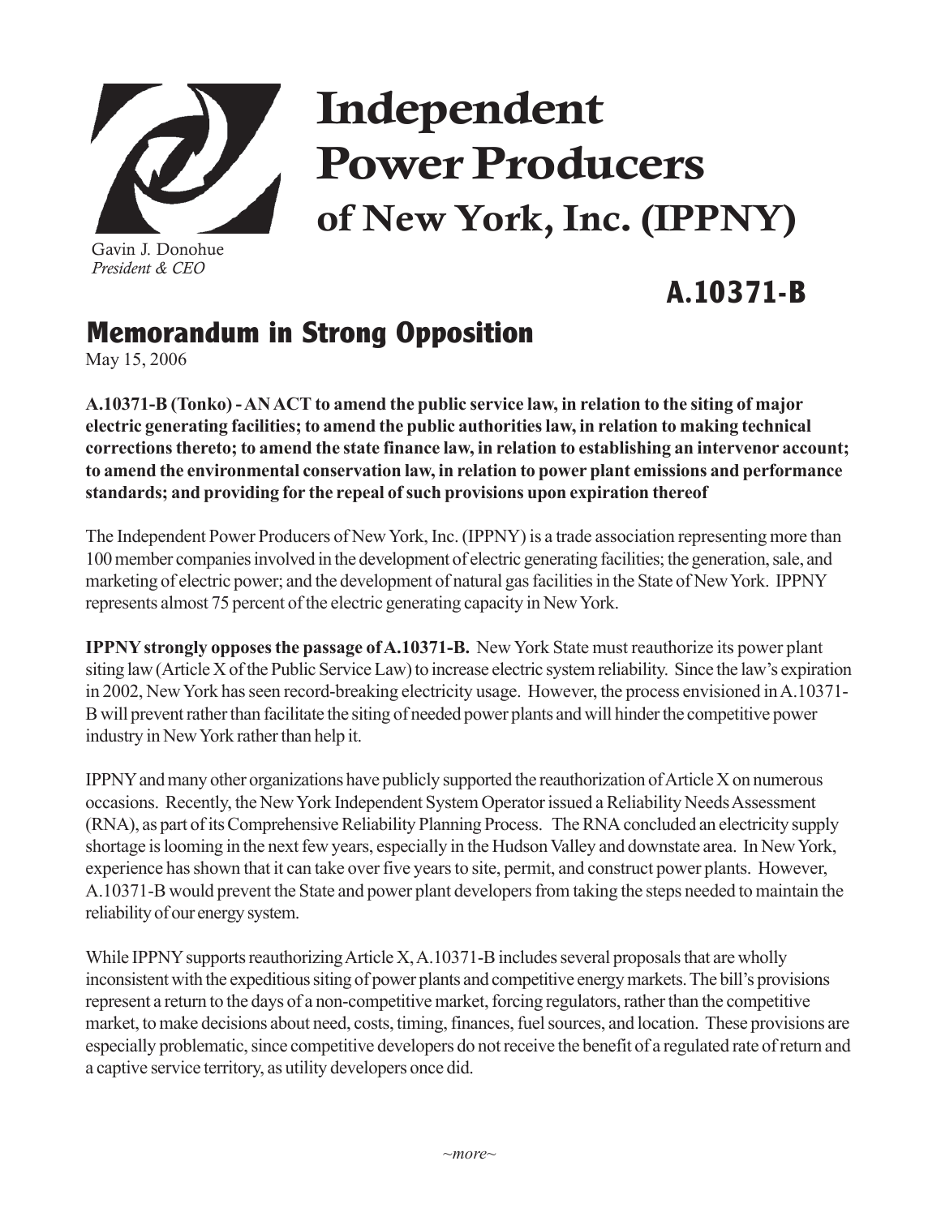# Independent Power Producers of New York, Inc. (IPPNY)

Gavin J. Donohue
*President & CEO*

## A.10371-B

## Memorandum in Strong Opposition

May 15, 2006

**A.10371-B (Tonko) - AN ACT to amend the public service law, in relation to the siting of major electric generating facilities; to amend the public authorities law, in relation to making technical corrections thereto; to amend the state finance law, in relation to establishing an intervenor account; to amend the environmental conservation law, in relation to power plant emissions and performance standards; and providing for the repeal of such provisions upon expiration thereof**

The Independent Power Producers of New York, Inc. (IPPNY) is a trade association representing more than 100 member companies involved in the development of electric generating facilities; the generation, sale, and marketing of electric power; and the development of natural gas facilities in the State of New York. IPPNY represents almost 75 percent of the electric generating capacity in New York.

**IPPNY strongly opposes the passage of A.10371-B.** New York State must reauthorize its power plant siting law (Article X of the Public Service Law) to increase electric system reliability. Since the law's expiration in 2002, New York has seen record-breaking electricity usage. However, the process envisioned in A.10371-B will prevent rather than facilitate the siting of needed power plants and will hinder the competitive power industry in New York rather than help it.

IPPNY and many other organizations have publicly supported the reauthorization of Article X on numerous occasions. Recently, the New York Independent System Operator issued a Reliability Needs Assessment (RNA), as part of its Comprehensive Reliability Planning Process. The RNA concluded an electricity supply shortage is looming in the next few years, especially in the Hudson Valley and downstate area. In New York, experience has shown that it can take over five years to site, permit, and construct power plants. However, A.10371-B would prevent the State and power plant developers from taking the steps needed to maintain the reliability of our energy system.

While IPPNY supports reauthorizing Article X, A.10371-B includes several proposals that are wholly inconsistent with the expeditious siting of power plants and competitive energy markets. The bill's provisions represent a return to the days of a non-competitive market, forcing regulators, rather than the competitive market, to make decisions about need, costs, timing, finances, fuel sources, and location. These provisions are especially problematic, since competitive developers do not receive the benefit of a regulated rate of return and a captive service territory, as utility developers once did.

*~more~*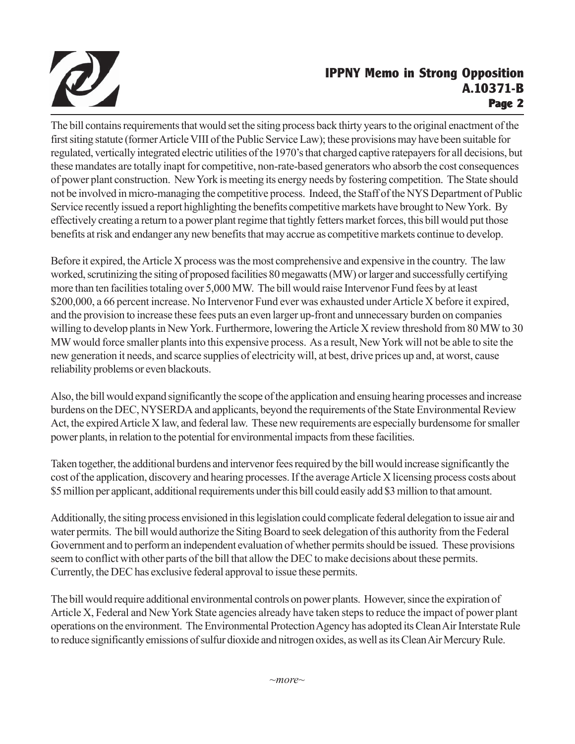The bill contains requirements that would set the siting process back thirty years to the original enactment of the first siting statute (former Article VIII of the Public Service Law); these provisions may have been suitable for regulated, vertically integrated electric utilities of the 1970's that charged captive ratepayers for all decisions, but these mandates are totally inapt for competitive, non-rate-based generators who absorb the cost consequences of power plant construction. New York is meeting its energy needs by fostering competition. The State should not be involved in micro-managing the competitive process. Indeed, the Staff of the NYS Department of Public Service recently issued a report highlighting the benefits competitive markets have brought to New York. By effectively creating a return to a power plant regime that tightly fetters market forces, this bill would put those benefits at risk and endanger any new benefits that may accrue as competitive markets continue to develop.

Before it expired, the Article X process was the most comprehensive and expensive in the country. The law worked, scrutinizing the siting of proposed facilities 80 megawatts (MW) or larger and successfully certifying more than ten facilities totaling over 5,000 MW. The bill would raise Intervenor Fund fees by at least $200,000, a 66 percent increase. No Intervenor Fund ever was exhausted under Article X before it expired, and the provision to increase these fees puts an even larger up-front and unnecessary burden on companies willing to develop plants in New York. Furthermore, lowering the Article X review threshold from 80 MW to 30 MW would force smaller plants into this expensive process. As a result, New York will not be able to site the new generation it needs, and scarce supplies of electricity will, at best, drive prices up and, at worst, cause reliability problems or even blackouts.

Also, the bill would expand significantly the scope of the application and ensuing hearing processes and increase burdens on the DEC, NYSERDA and applicants, beyond the requirements of the State Environmental Review Act, the expired Article X law, and federal law. These new requirements are especially burdensome for smaller power plants, in relation to the potential for environmental impacts from these facilities.

Taken together, the additional burdens and intervenor fees required by the bill would increase significantly the cost of the application, discovery and hearing processes. If the average Article X licensing process costs about $5 million per applicant, additional requirements under this bill could easily add $3 million to that amount.

Additionally, the siting process envisioned in this legislation could complicate federal delegation to issue air and water permits. The bill would authorize the Siting Board to seek delegation of this authority from the Federal Government and to perform an independent evaluation of whether permits should be issued. These provisions seem to conflict with other parts of the bill that allow the DEC to make decisions about these permits. Currently, the DEC has exclusive federal approval to issue these permits.

The bill would require additional environmental controls on power plants. However, since the expiration of Article X, Federal and New York State agencies already have taken steps to reduce the impact of power plant operations on the environment. The Environmental Protection Agency has adopted its Clean Air Interstate Rule to reduce significantly emissions of sulfur dioxide and nitrogen oxides, as well as its Clean Air Mercury Rule.

*~more~*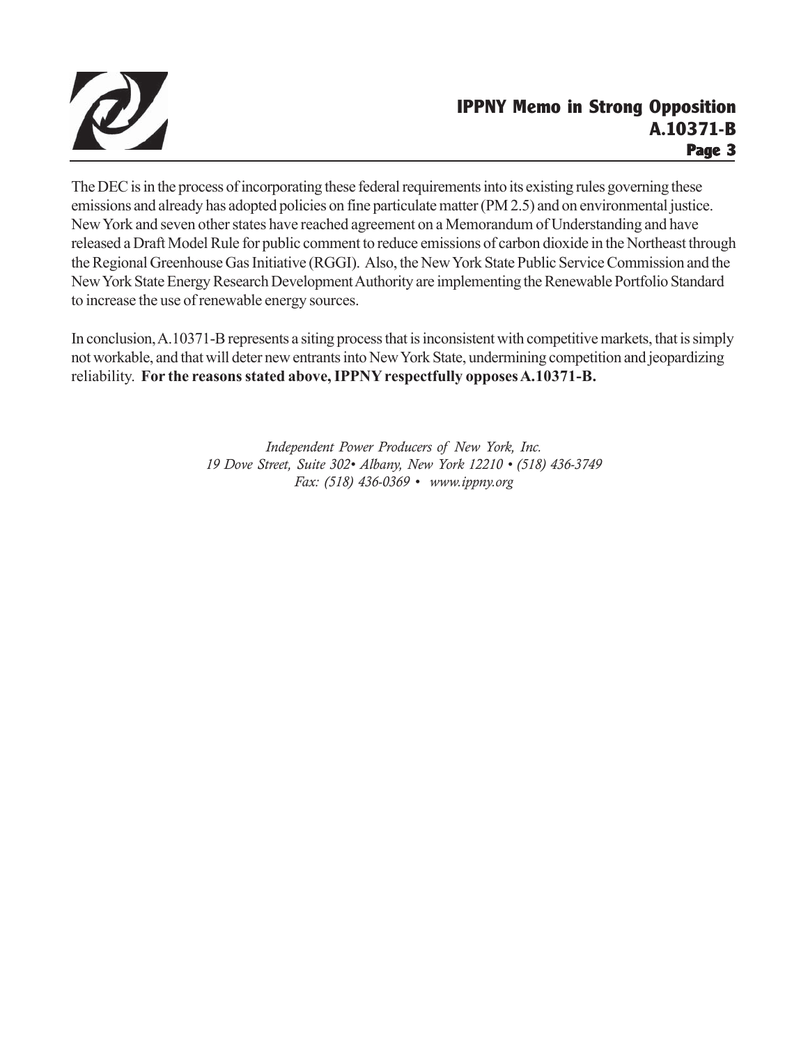The DEC is in the process of incorporating these federal requirements into its existing rules governing these emissions and already has adopted policies on fine particulate matter (PM 2.5) and on environmental justice. New York and seven other states have reached agreement on a Memorandum of Understanding and have released a Draft Model Rule for public comment to reduce emissions of carbon dioxide in the Northeast through the Regional Greenhouse Gas Initiative (RGGI). Also, the New York State Public Service Commission and the New York State Energy Research Development Authority are implementing the Renewable Portfolio Standard to increase the use of renewable energy sources.

In conclusion, A.10371-B represents a siting process that is inconsistent with competitive markets, that is simply not workable, and that will deter new entrants into New York State, undermining competition and jeopardizing reliability. **For the reasons stated above, IPPNY respectfully opposes A.10371-B.**

*Independent Power Producers of New York, Inc.*
*19 Dove Street, Suite 302• Albany, New York 12210 • (518) 436-3749*
*Fax: (518) 436-0369 • www.ippny.org*